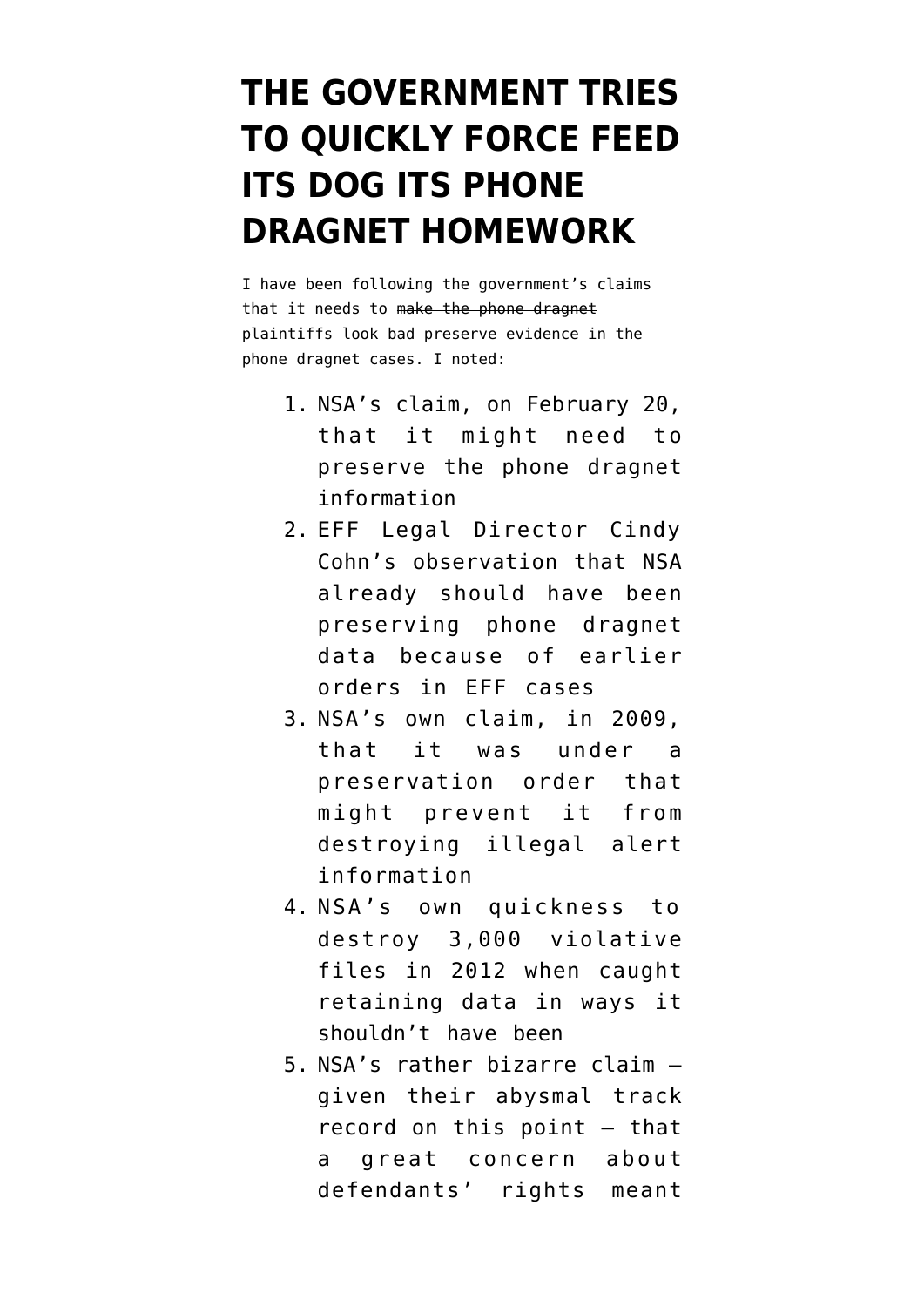# THE GOVERNMENT TRIES TO QUICKLY FORCE FEED ITS DOG ITS PHONE DRAGNET HOMEWORK

I have been following the government's claims that it needs to ~~make the phone dragnet plaintiffs look bad~~ preserve evidence in the phone dragnet cases. I noted:

1. NSA's claim, on February 20, that it might need to preserve the phone dragnet information
2. EFF Legal Director Cindy Cohn's observation that NSA already should have been preserving phone dragnet data because of earlier orders in EFF cases
3. NSA's own claim, in 2009, that it was under a preservation order that might prevent it from destroying illegal alert information
4. NSA's own quickness to destroy 3,000 violative files in 2012 when caught retaining data in ways it shouldn't have been
5. NSA's rather bizarre claim — given their abysmal track record on this point — that a great concern about defendants' rights meant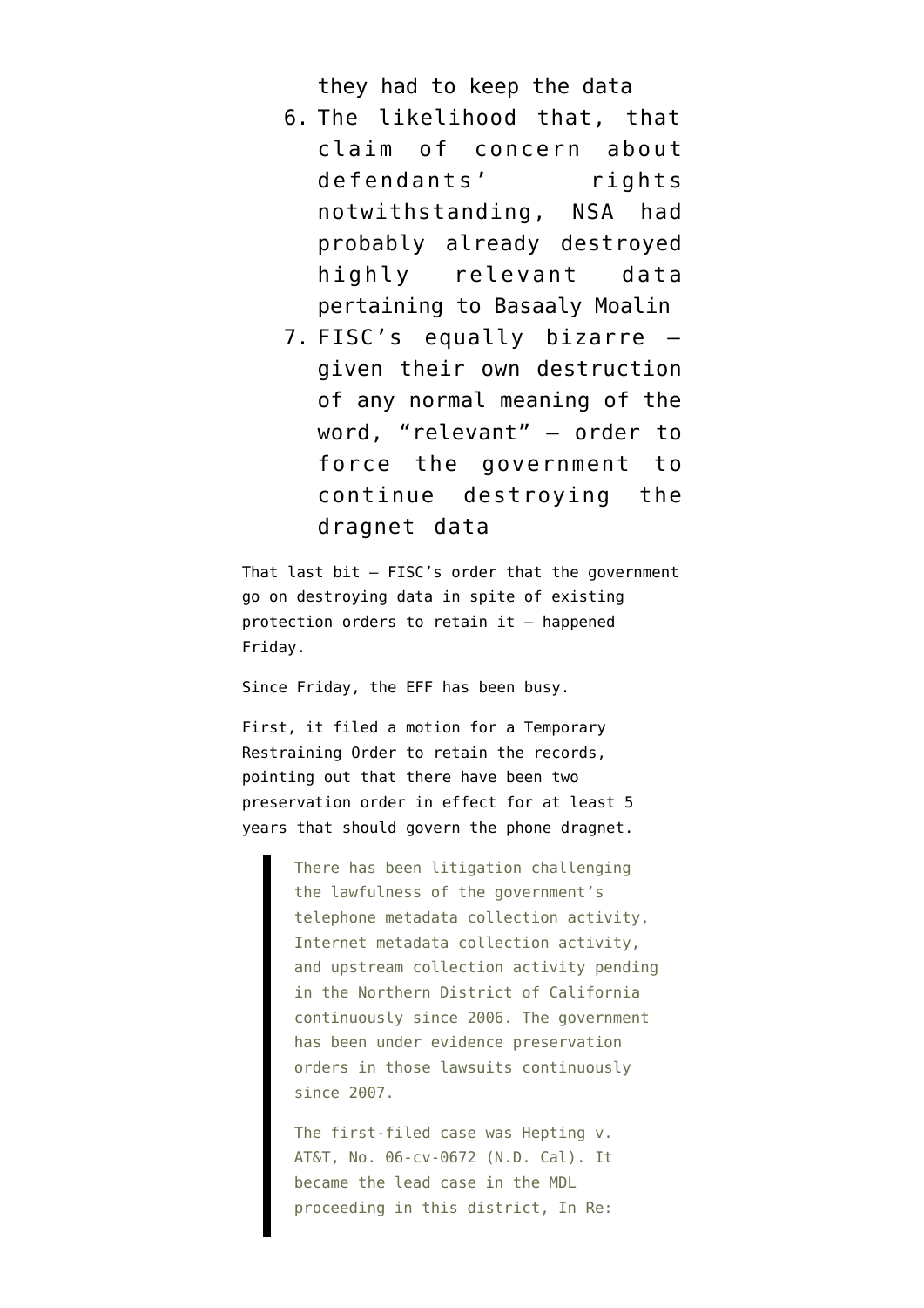they had to keep the data

6. The likelihood that, that claim of concern about defendants' rights notwithstanding, NSA had probably already destroyed highly relevant data pertaining to Basaaly Moalin
7. FISC's equally bizarre — given their own destruction of any normal meaning of the word, "relevant" — order to force the government to continue destroying the dragnet data

That last bit — FISC's order that the government go on destroying data in spite of existing protection orders to retain it — happened Friday.

Since Friday, the EFF has been busy.

First, it filed a motion for a Temporary Restraining Order to retain the records, pointing out that there have been two preservation order in effect for at least 5 years that should govern the phone dragnet.

> There has been litigation challenging the lawfulness of the government's telephone metadata collection activity, Internet metadata collection activity, and upstream collection activity pending in the Northern District of California continuously since 2006. The government has been under evidence preservation orders in those lawsuits continuously since 2007.
>
> The first-filed case was Hepting v. AT&T, No. 06-cv-0672 (N.D. Cal). It became the lead case in the MDL proceeding in this district, In Re: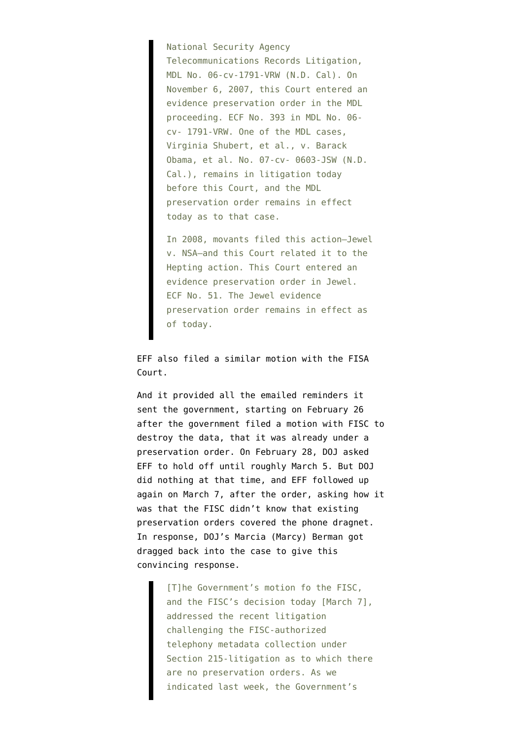> National Security Agency Telecommunications Records Litigation, MDL No. 06-cv-1791-VRW (N.D. Cal). On November 6, 2007, this Court entered an evidence preservation order in the MDL proceeding. ECF No. 393 in MDL No. 06-cv- 1791-VRW. One of the MDL cases, Virginia Shubert, et al., v. Barack Obama, et al. No. 07-cv- 0603-JSW (N.D. Cal.), remains in litigation today before this Court, and the MDL preservation order remains in effect today as to that case.
>
> In 2008, movants filed this action—Jewel v. NSA—and this Court related it to the Hepting action. This Court entered an evidence preservation order in Jewel. ECF No. 51. The Jewel evidence preservation order remains in effect as of today.

EFF also filed a similar motion with the FISA Court.

And it provided all the emailed reminders it sent the government, starting on February 26 after the government filed a motion with FISC to destroy the data, that it was already under a preservation order. On February 28, DOJ asked EFF to hold off until roughly March 5. But DOJ did nothing at that time, and EFF followed up again on March 7, after the order, asking how it was that the FISC didn't know that existing preservation orders covered the phone dragnet. In response, DOJ's Marcia (Marcy) Berman got dragged back into the case to give this convincing response.

> [T]he Government's motion fo the FISC, and the FISC's decision today [March 7], addressed the recent litigation challenging the FISC-authorized telephony metadata collection under Section 215-litigation as to which there are no preservation orders. As we indicated last week, the Government's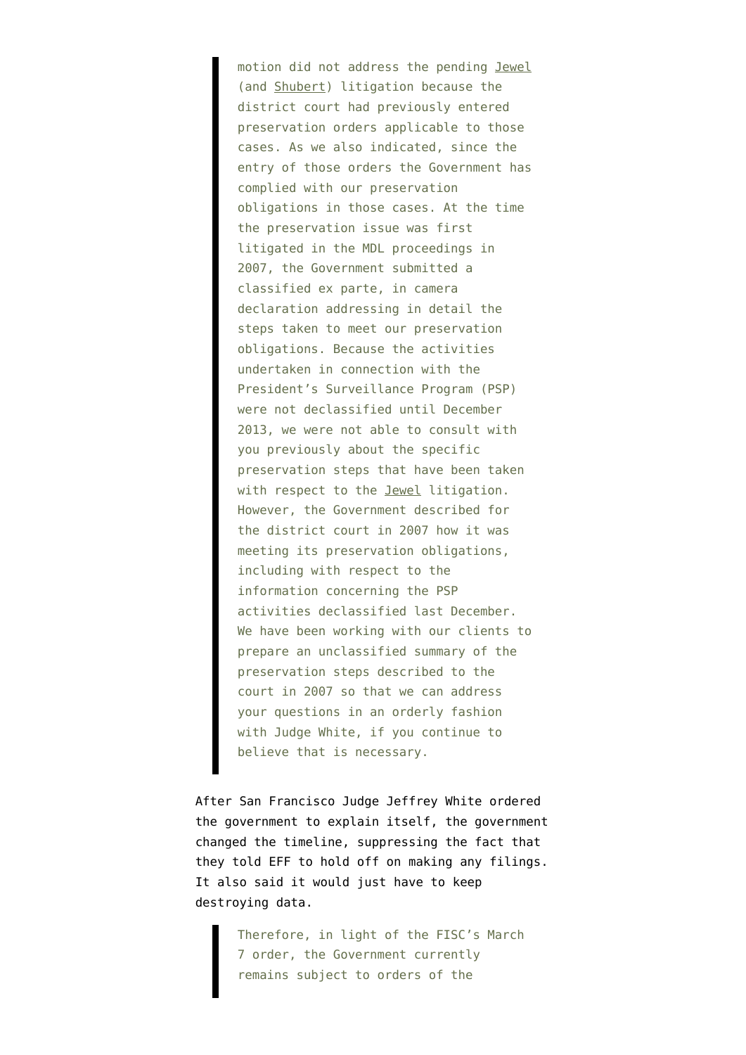> motion did not address the pending Jewel (and Shubert) litigation because the district court had previously entered preservation orders applicable to those cases. As we also indicated, since the entry of those orders the Government has complied with our preservation obligations in those cases. At the time the preservation issue was first litigated in the MDL proceedings in 2007, the Government submitted a classified ex parte, in camera declaration addressing in detail the steps taken to meet our preservation obligations. Because the activities undertaken in connection with the President's Surveillance Program (PSP) were not declassified until December 2013, we were not able to consult with you previously about the specific preservation steps that have been taken with respect to the Jewel litigation. However, the Government described for the district court in 2007 how it was meeting its preservation obligations, including with respect to the information concerning the PSP activities declassified last December. We have been working with our clients to prepare an unclassified summary of the preservation steps described to the court in 2007 so that we can address your questions in an orderly fashion with Judge White, if you continue to believe that is necessary.

After San Francisco Judge Jeffrey White ordered the government to explain itself, the government changed the timeline, suppressing the fact that they told EFF to hold off on making any filings. It also said it would just have to keep destroying data.

> Therefore, in light of the FISC's March 7 order, the Government currently remains subject to orders of the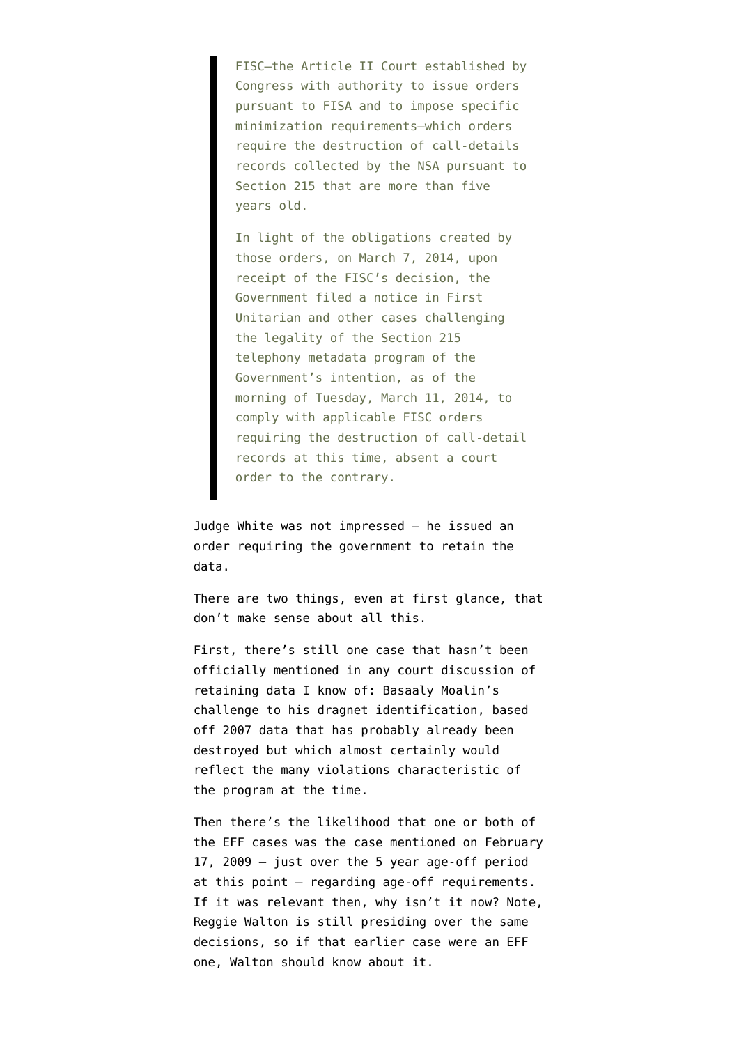> FISC—the Article II Court established by Congress with authority to issue orders pursuant to FISA and to impose specific minimization requirements—which orders require the destruction of call-details records collected by the NSA pursuant to Section 215 that are more than five years old.
>
> In light of the obligations created by those orders, on March 7, 2014, upon receipt of the FISC's decision, the Government filed a notice in First Unitarian and other cases challenging the legality of the Section 215 telephony metadata program of the Government's intention, as of the morning of Tuesday, March 11, 2014, to comply with applicable FISC orders requiring the destruction of call-detail records at this time, absent a court order to the contrary.

Judge White was not impressed — he issued an order requiring the government to retain the data.

There are two things, even at first glance, that don't make sense about all this.

First, there's still one case that hasn't been officially mentioned in any court discussion of retaining data I know of: Basaaly Moalin's challenge to his dragnet identification, based off 2007 data that has probably already been destroyed but which almost certainly would reflect the many violations characteristic of the program at the time.

Then there's the likelihood that one or both of the EFF cases was the case mentioned on February 17, 2009 — just over the 5 year age-off period at this point — regarding age-off requirements. If it was relevant then, why isn't it now? Note, Reggie Walton is still presiding over the same decisions, so if that earlier case were an EFF one, Walton should know about it.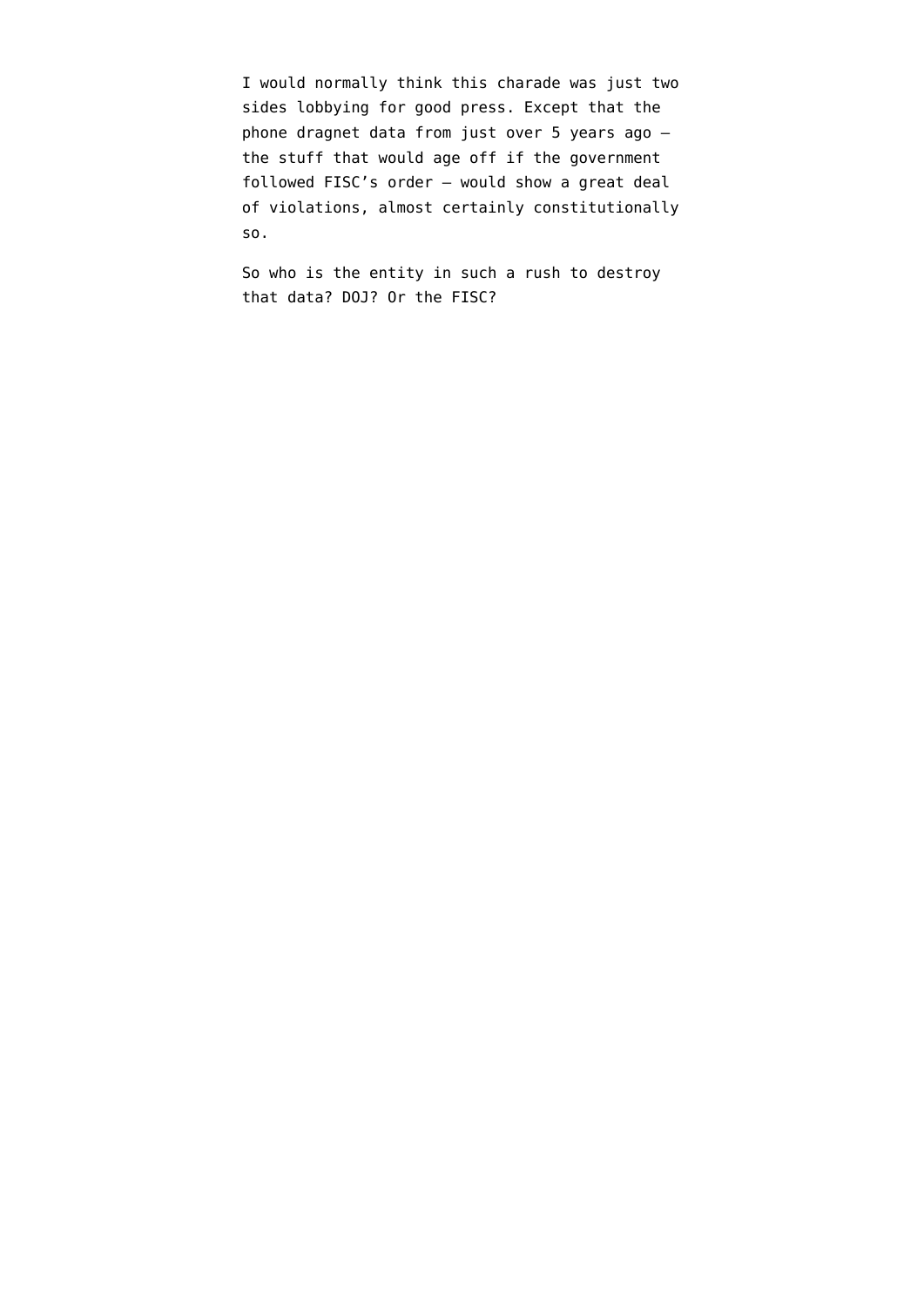I would normally think this charade was just two sides lobbying for good press. Except that the phone dragnet data from just over 5 years ago — the stuff that would age off if the government followed FISC's order — would show a great deal of violations, almost certainly constitutionally so.

So who is the entity in such a rush to destroy that data? DOJ? Or the FISC?